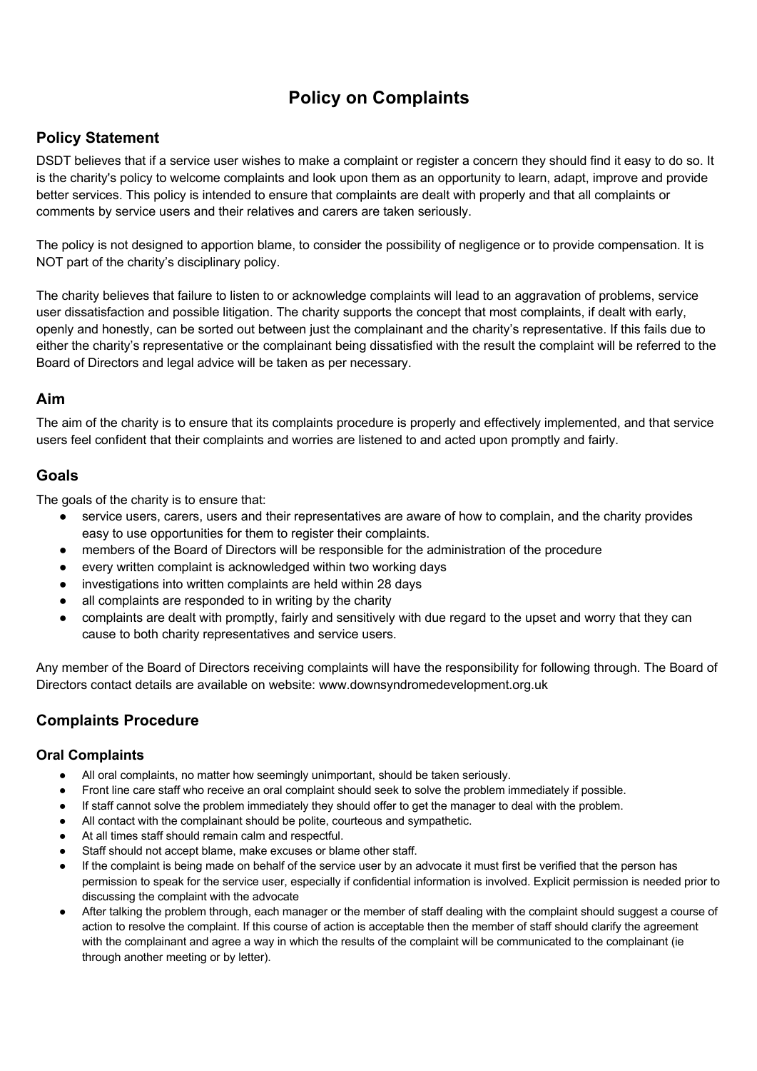# Policy on Complaints

## Policy Statement

DSDT believes that if a service user wishes to make a complaint or register a concern they should find it easy to do so. It is the charity's policy to welcome complaints and look upon them as an opportunity to learn, adapt, improve and provide better services. This policy is intended to ensure that complaints are dealt with properly and that all complaints or comments by service users and their relatives and carers are taken seriously.

The policy is not designed to apportion blame, to consider the possibility of negligence or to provide compensation. It is NOT part of the charity's disciplinary policy.

The charity believes that failure to listen to or acknowledge complaints will lead to an aggravation of problems, service user dissatisfaction and possible litigation. The charity supports the concept that most complaints, if dealt with early, openly and honestly, can be sorted out between just the complainant and the charity's representative. If this fails due to either the charity's representative or the complainant being dissatisfied with the result the complaint will be referred to the Board of Directors and legal advice will be taken as per necessary.

## Aim

The aim of the charity is to ensure that its complaints procedure is properly and effectively implemented, and that service users feel confident that their complaints and worries are listened to and acted upon promptly and fairly.

## Goals

The goals of the charity is to ensure that:

- service users, carers, users and their representatives are aware of how to complain, and the charity provides easy to use opportunities for them to register their complaints.
- members of the Board of Directors will be responsible for the administration of the procedure
- every written complaint is acknowledged within two working days
- investigations into written complaints are held within 28 days
- all complaints are responded to in writing by the charity
- complaints are dealt with promptly, fairly and sensitively with due regard to the upset and worry that they can cause to both charity representatives and service users.

Any member of the Board of Directors receiving complaints will have the responsibility for following through. The Board of Directors contact details are available on website: www.downsyndromedevelopment.org.uk

## Complaints Procedure

### Oral Complaints

- All oral complaints, no matter how seemingly unimportant, should be taken seriously.
- Front line care staff who receive an oral complaint should seek to solve the problem immediately if possible.
- If staff cannot solve the problem immediately they should offer to get the manager to deal with the problem.
- All contact with the complainant should be polite, courteous and sympathetic.
- At all times staff should remain calm and respectful.
- Staff should not accept blame, make excuses or blame other staff.
- If the complaint is being made on behalf of the service user by an advocate it must first be verified that the person has permission to speak for the service user, especially if confidential information is involved. Explicit permission is needed prior to discussing the complaint with the advocate
- After talking the problem through, each manager or the member of staff dealing with the complaint should suggest a course of action to resolve the complaint. If this course of action is acceptable then the member of staff should clarify the agreement with the complainant and agree a way in which the results of the complaint will be communicated to the complainant (ie through another meeting or by letter).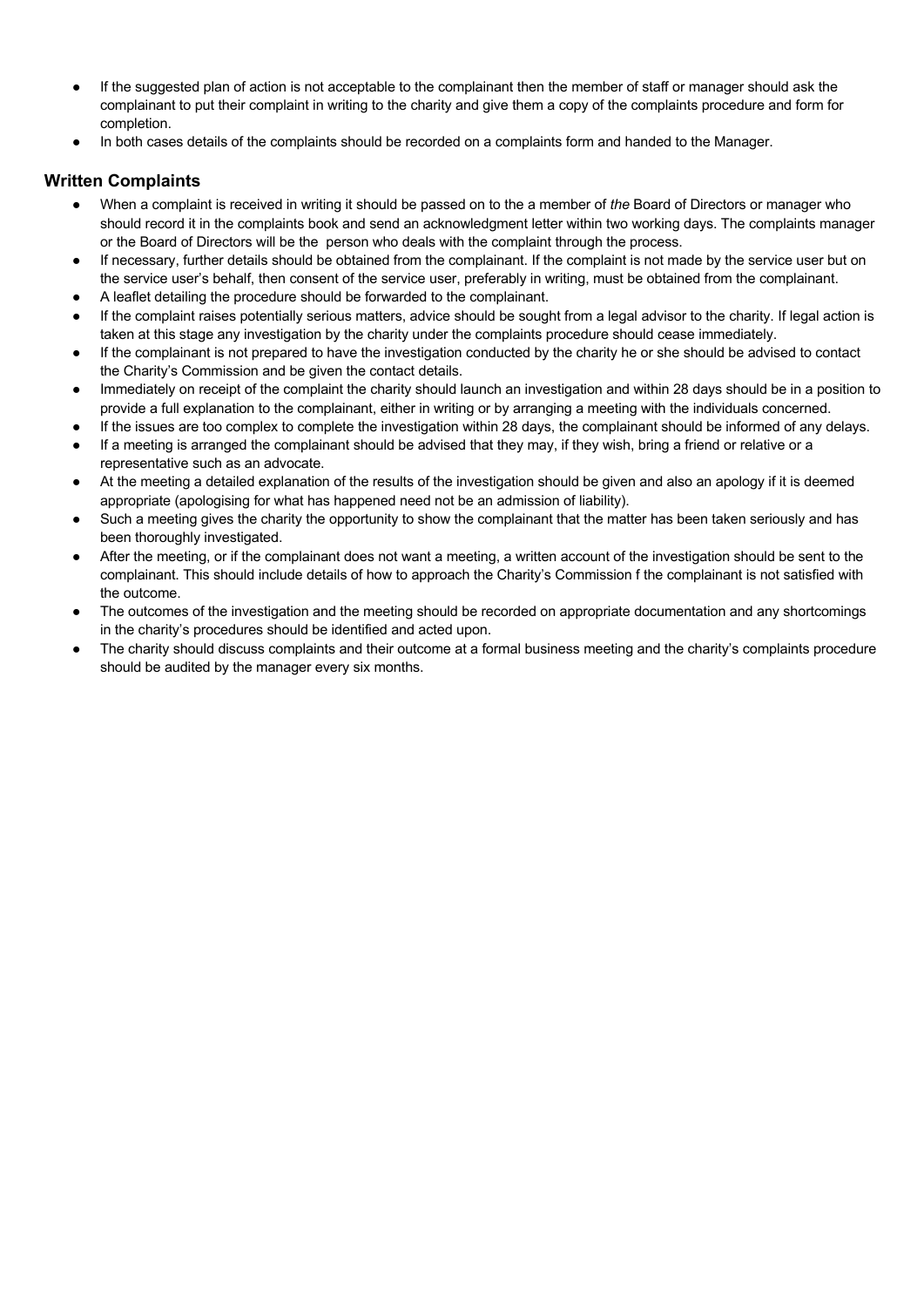- If the suggested plan of action is not acceptable to the complainant then the member of staff or manager should ask the complainant to put their complaint in writing to the charity and give them a copy of the complaints procedure and form for completion.
- In both cases details of the complaints should be recorded on a complaints form and handed to the Manager.

## Written Complaints

- When a complaint is received in writing it should be passed on to the a member of *the* Board of Directors or manager who should record it in the complaints book and send an acknowledgment letter within two working days. The complaints manager or the Board of Directors will be the person who deals with the complaint through the process.
- If necessary, further details should be obtained from the complainant. If the complaint is not made by the service user but on the service user's behalf, then consent of the service user, preferably in writing, must be obtained from the complainant.
- A leaflet detailing the procedure should be forwarded to the complainant.
- If the complaint raises potentially serious matters, advice should be sought from a legal advisor to the charity. If legal action is taken at this stage any investigation by the charity under the complaints procedure should cease immediately.
- If the complainant is not prepared to have the investigation conducted by the charity he or she should be advised to contact the Charity's Commission and be given the contact details.
- Immediately on receipt of the complaint the charity should launch an investigation and within 28 days should be in a position to provide a full explanation to the complainant, either in writing or by arranging a meeting with the individuals concerned.
- If the issues are too complex to complete the investigation within 28 days, the complainant should be informed of any delays.
- If a meeting is arranged the complainant should be advised that they may, if they wish, bring a friend or relative or a representative such as an advocate.
- At the meeting a detailed explanation of the results of the investigation should be given and also an apology if it is deemed appropriate (apologising for what has happened need not be an admission of liability).
- Such a meeting gives the charity the opportunity to show the complainant that the matter has been taken seriously and has been thoroughly investigated.
- After the meeting, or if the complainant does not want a meeting, a written account of the investigation should be sent to the complainant. This should include details of how to approach the Charity's Commission f the complainant is not satisfied with the outcome.
- The outcomes of the investigation and the meeting should be recorded on appropriate documentation and any shortcomings in the charity's procedures should be identified and acted upon.
- The charity should discuss complaints and their outcome at a formal business meeting and the charity's complaints procedure should be audited by the manager every six months.